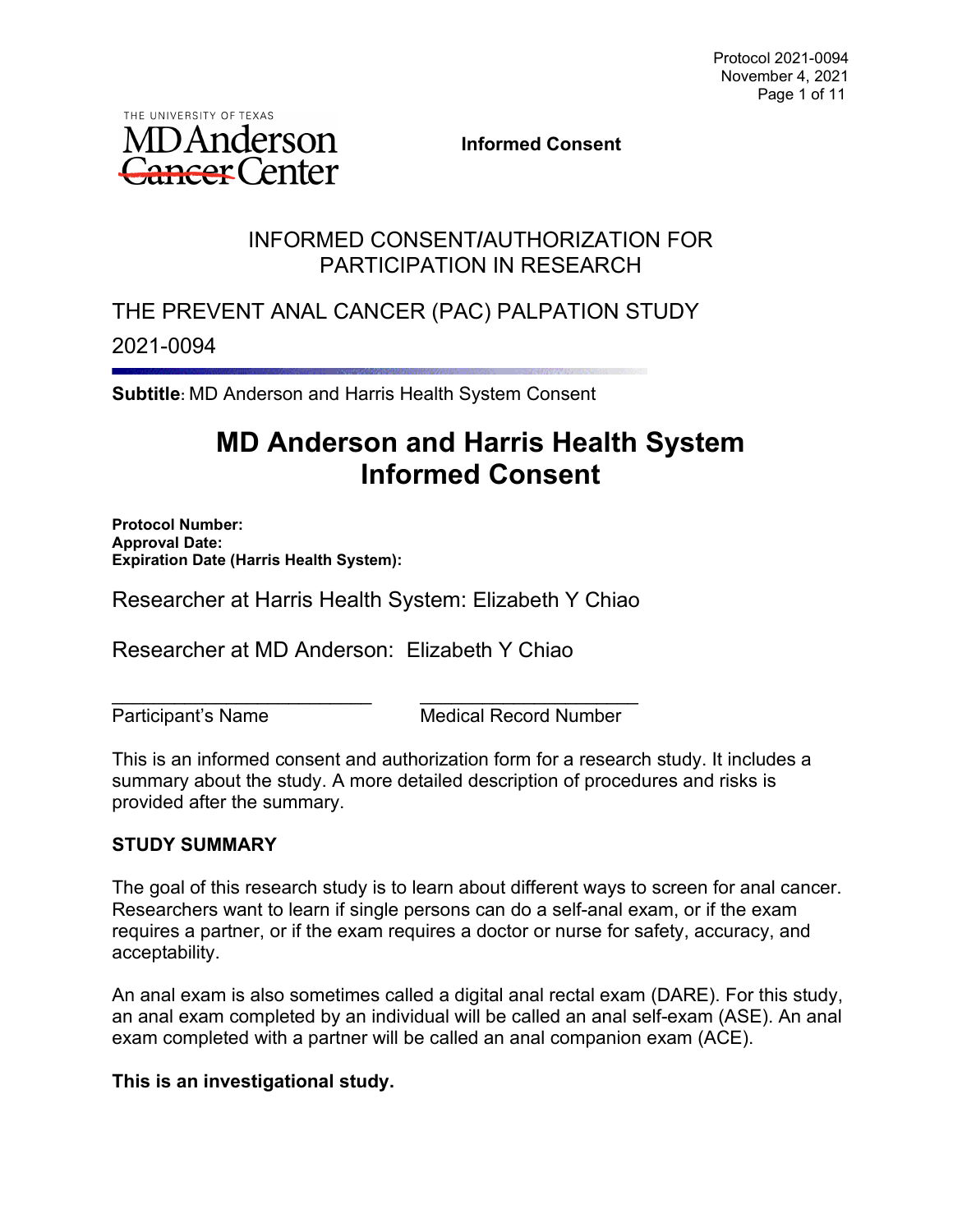**Informed Consent**

# INFORMED CONSENT/AUTHORIZATION FOR PARTICIPATION IN RESEARCH

## THE PREVENT ANAL CANCER (PAC) PALPATION STUDY

## 2021-0094

**Subtitle:** MD Anderson and Harris Health System Consent

# MD Anderson and Harris Health System Informed Consent

**Protocol Number:**
**Approval Date:**
**Expiration Date (Harris Health System):**

Researcher at Harris Health System: Elizabeth Y Chiao

Researcher at MD Anderson: Elizabeth Y Chiao

\_\_\_\_\_\_\_\_\_\_\_\_\_\_\_\_\_\_\_\_\_\_\_\_\_ \_\_\_\_\_\_\_\_\_\_\_\_\_\_\_\_\_\_\_\_\_\_\_\_\_
Participant's Name Medical Record Number

This is an informed consent and authorization form for a research study. It includes a summary about the study. A more detailed description of procedures and risks is provided after the summary.

**STUDY SUMMARY**

The goal of this research study is to learn about different ways to screen for anal cancer. Researchers want to learn if single persons can do a self-anal exam, or if the exam requires a partner, or if the exam requires a doctor or nurse for safety, accuracy, and acceptability.

An anal exam is also sometimes called a digital anal rectal exam (DARE). For this study, an anal exam completed by an individual will be called an anal self-exam (ASE). An anal exam completed with a partner will be called an anal companion exam (ACE).

**This is an investigational study.**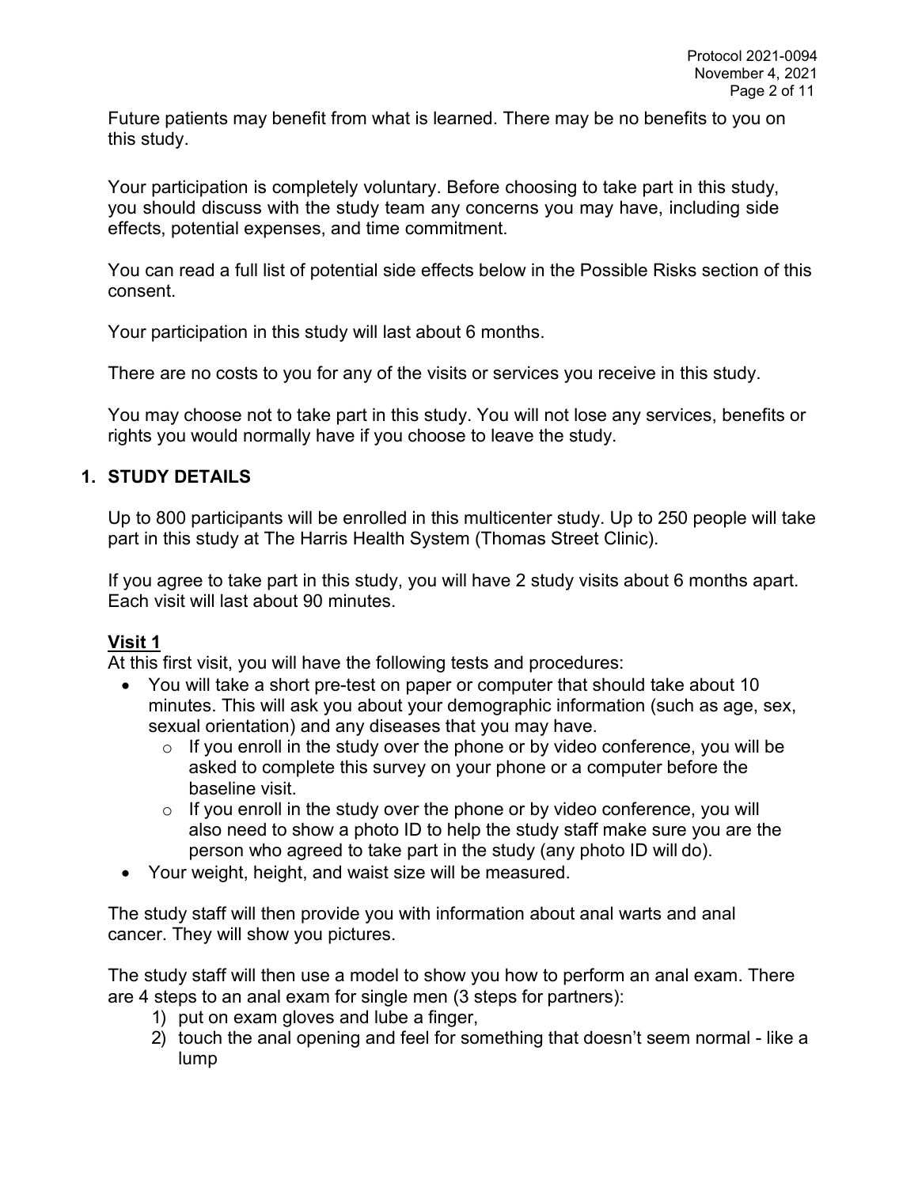Future patients may benefit from what is learned. There may be no benefits to you on this study.

Your participation is completely voluntary. Before choosing to take part in this study, you should discuss with the study team any concerns you may have, including side effects, potential expenses, and time commitment.

You can read a full list of potential side effects below in the Possible Risks section of this consent.

Your participation in this study will last about 6 months.

There are no costs to you for any of the visits or services you receive in this study.

You may choose not to take part in this study. You will not lose any services, benefits or rights you would normally have if you choose to leave the study.

## 1. STUDY DETAILS

Up to 800 participants will be enrolled in this multicenter study. Up to 250 people will take part in this study at The Harris Health System (Thomas Street Clinic).

If you agree to take part in this study, you will have 2 study visits about 6 months apart. Each visit will last about 90 minutes.

**Visit 1**

At this first visit, you will have the following tests and procedures:

- You will take a short pre-test on paper or computer that should take about 10 minutes. This will ask you about your demographic information (such as age, sex, sexual orientation) and any diseases that you may have.
  - If you enroll in the study over the phone or by video conference, you will be asked to complete this survey on your phone or a computer before the baseline visit.
  - If you enroll in the study over the phone or by video conference, you will also need to show a photo ID to help the study staff make sure you are the person who agreed to take part in the study (any photo ID will do).
- Your weight, height, and waist size will be measured.

The study staff will then provide you with information about anal warts and anal cancer. They will show you pictures.

The study staff will then use a model to show you how to perform an anal exam. There are 4 steps to an anal exam for single men (3 steps for partners):

1) put on exam gloves and lube a finger,
2) touch the anal opening and feel for something that doesn't seem normal - like a lump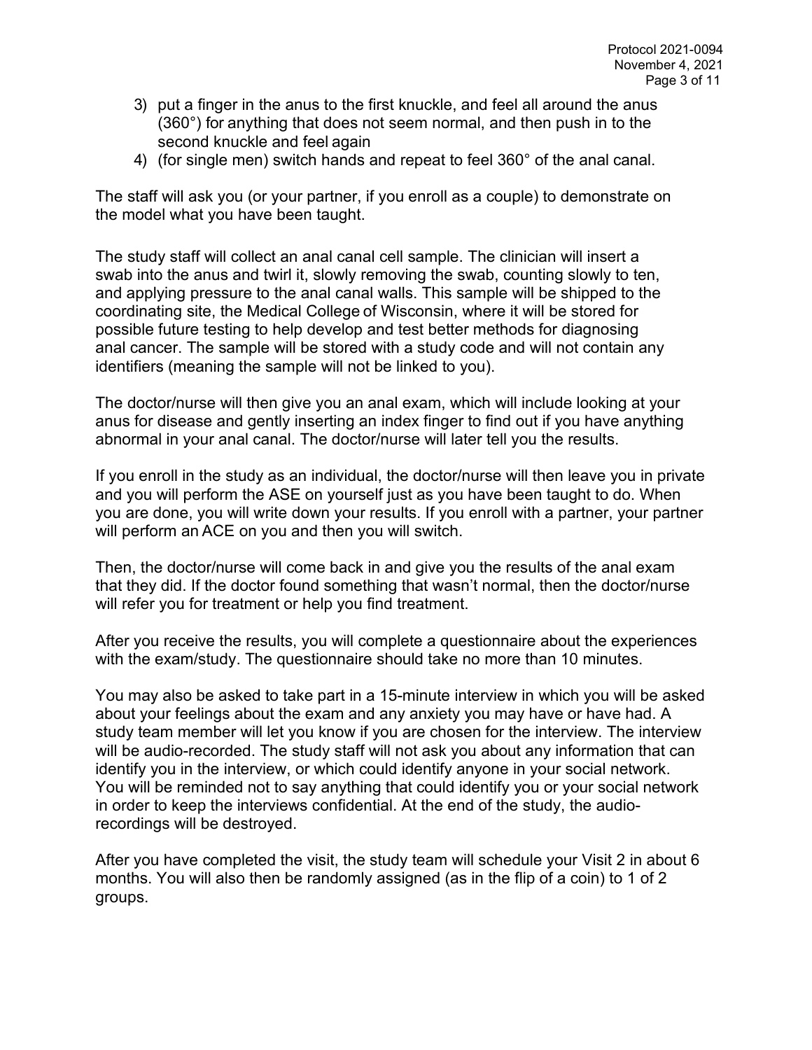3) put a finger in the anus to the first knuckle, and feel all around the anus (360°) for anything that does not seem normal, and then push in to the second knuckle and feel again
4) (for single men) switch hands and repeat to feel 360° of the anal canal.

The staff will ask you (or your partner, if you enroll as a couple) to demonstrate on the model what you have been taught.

The study staff will collect an anal canal cell sample. The clinician will insert a swab into the anus and twirl it, slowly removing the swab, counting slowly to ten, and applying pressure to the anal canal walls. This sample will be shipped to the coordinating site, the Medical College of Wisconsin, where it will be stored for possible future testing to help develop and test better methods for diagnosing anal cancer. The sample will be stored with a study code and will not contain any identifiers (meaning the sample will not be linked to you).

The doctor/nurse will then give you an anal exam, which will include looking at your anus for disease and gently inserting an index finger to find out if you have anything abnormal in your anal canal. The doctor/nurse will later tell you the results.

If you enroll in the study as an individual, the doctor/nurse will then leave you in private and you will perform the ASE on yourself just as you have been taught to do. When you are done, you will write down your results. If you enroll with a partner, your partner will perform an ACE on you and then you will switch.

Then, the doctor/nurse will come back in and give you the results of the anal exam that they did. If the doctor found something that wasn't normal, then the doctor/nurse will refer you for treatment or help you find treatment.

After you receive the results, you will complete a questionnaire about the experiences with the exam/study. The questionnaire should take no more than 10 minutes.

You may also be asked to take part in a 15-minute interview in which you will be asked about your feelings about the exam and any anxiety you may have or have had. A study team member will let you know if you are chosen for the interview. The interview will be audio-recorded. The study staff will not ask you about any information that can identify you in the interview, or which could identify anyone in your social network. You will be reminded not to say anything that could identify you or your social network in order to keep the interviews confidential. At the end of the study, the audio-recordings will be destroyed.

After you have completed the visit, the study team will schedule your Visit 2 in about 6 months. You will also then be randomly assigned (as in the flip of a coin) to 1 of 2 groups.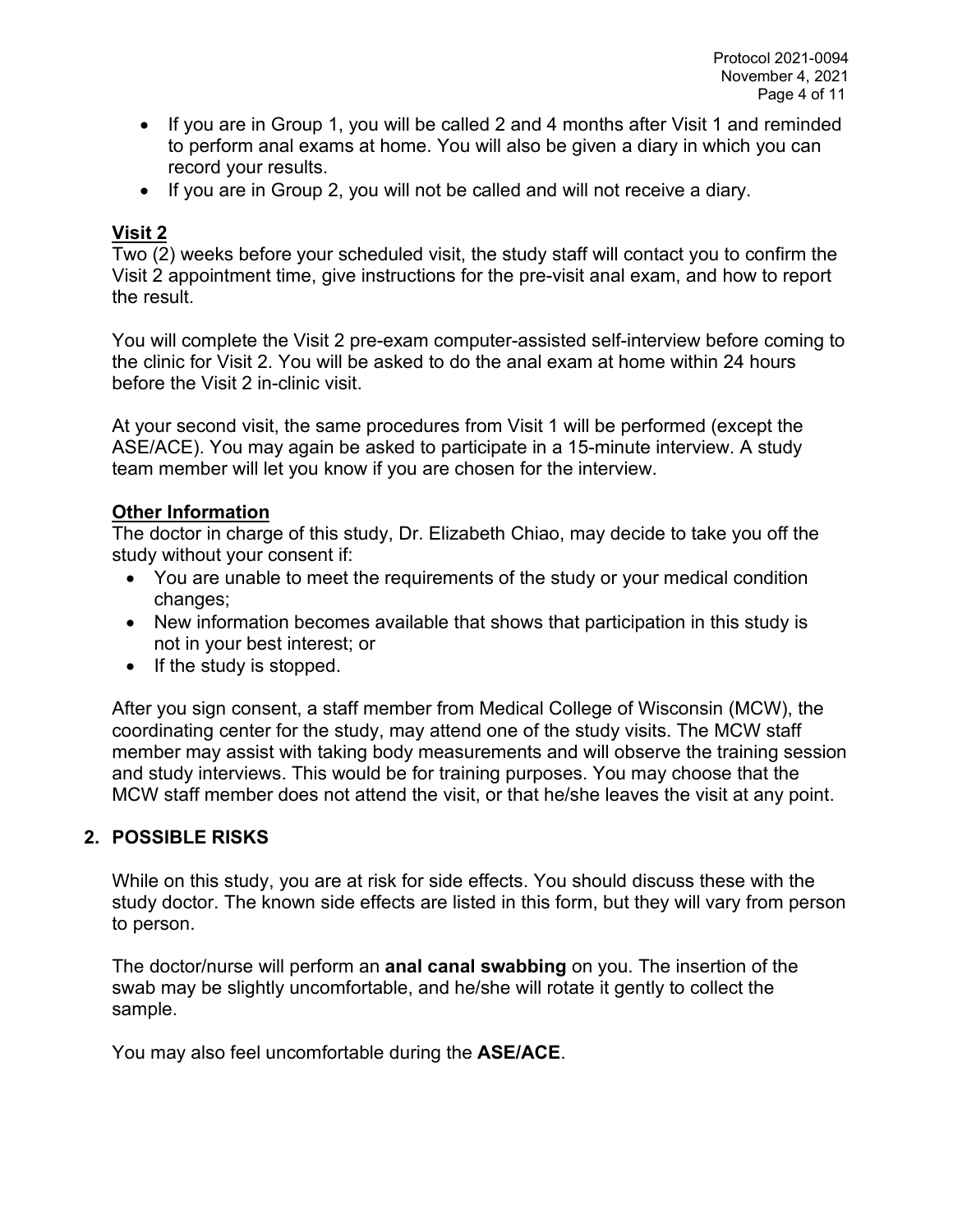- If you are in Group 1, you will be called 2 and 4 months after Visit 1 and reminded to perform anal exams at home. You will also be given a diary in which you can record your results.
- If you are in Group 2, you will not be called and will not receive a diary.

**Visit 2**

Two (2) weeks before your scheduled visit, the study staff will contact you to confirm the Visit 2 appointment time, give instructions for the pre-visit anal exam, and how to report the result.

You will complete the Visit 2 pre-exam computer-assisted self-interview before coming to the clinic for Visit 2. You will be asked to do the anal exam at home within 24 hours before the Visit 2 in-clinic visit.

At your second visit, the same procedures from Visit 1 will be performed (except the ASE/ACE). You may again be asked to participate in a 15-minute interview. A study team member will let you know if you are chosen for the interview.

**Other Information**

The doctor in charge of this study, Dr. Elizabeth Chiao, may decide to take you off the study without your consent if:

- You are unable to meet the requirements of the study or your medical condition changes;
- New information becomes available that shows that participation in this study is not in your best interest; or
- If the study is stopped.

After you sign consent, a staff member from Medical College of Wisconsin (MCW), the coordinating center for the study, may attend one of the study visits. The MCW staff member may assist with taking body measurements and will observe the training session and study interviews. This would be for training purposes. You may choose that the MCW staff member does not attend the visit, or that he/she leaves the visit at any point.

## 2. POSSIBLE RISKS

While on this study, you are at risk for side effects. You should discuss these with the study doctor. The known side effects are listed in this form, but they will vary from person to person.

The doctor/nurse will perform an **anal canal swabbing** on you. The insertion of the swab may be slightly uncomfortable, and he/she will rotate it gently to collect the sample.

You may also feel uncomfortable during the **ASE/ACE**.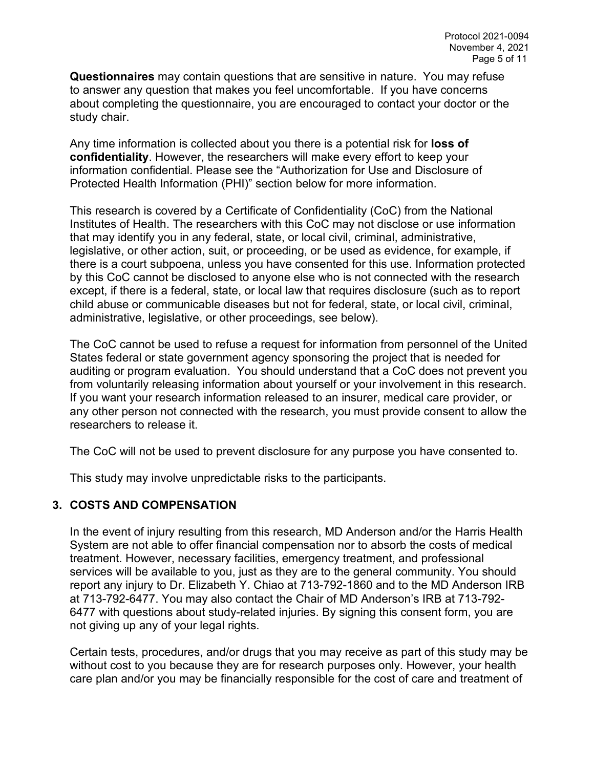**Questionnaires** may contain questions that are sensitive in nature. You may refuse to answer any question that makes you feel uncomfortable. If you have concerns about completing the questionnaire, you are encouraged to contact your doctor or the study chair.

Any time information is collected about you there is a potential risk for **loss of confidentiality**. However, the researchers will make every effort to keep your information confidential. Please see the "Authorization for Use and Disclosure of Protected Health Information (PHI)" section below for more information.

This research is covered by a Certificate of Confidentiality (CoC) from the National Institutes of Health. The researchers with this CoC may not disclose or use information that may identify you in any federal, state, or local civil, criminal, administrative, legislative, or other action, suit, or proceeding, or be used as evidence, for example, if there is a court subpoena, unless you have consented for this use. Information protected by this CoC cannot be disclosed to anyone else who is not connected with the research except, if there is a federal, state, or local law that requires disclosure (such as to report child abuse or communicable diseases but not for federal, state, or local civil, criminal, administrative, legislative, or other proceedings, see below).

The CoC cannot be used to refuse a request for information from personnel of the United States federal or state government agency sponsoring the project that is needed for auditing or program evaluation. You should understand that a CoC does not prevent you from voluntarily releasing information about yourself or your involvement in this research. If you want your research information released to an insurer, medical care provider, or any other person not connected with the research, you must provide consent to allow the researchers to release it.

The CoC will not be used to prevent disclosure for any purpose you have consented to.

This study may involve unpredictable risks to the participants.

## 3. COSTS AND COMPENSATION

In the event of injury resulting from this research, MD Anderson and/or the Harris Health System are not able to offer financial compensation nor to absorb the costs of medical treatment. However, necessary facilities, emergency treatment, and professional services will be available to you, just as they are to the general community. You should report any injury to Dr. Elizabeth Y. Chiao at 713-792-1860 and to the MD Anderson IRB at 713-792-6477. You may also contact the Chair of MD Anderson's IRB at 713-792-6477 with questions about study-related injuries. By signing this consent form, you are not giving up any of your legal rights.

Certain tests, procedures, and/or drugs that you may receive as part of this study may be without cost to you because they are for research purposes only. However, your health care plan and/or you may be financially responsible for the cost of care and treatment of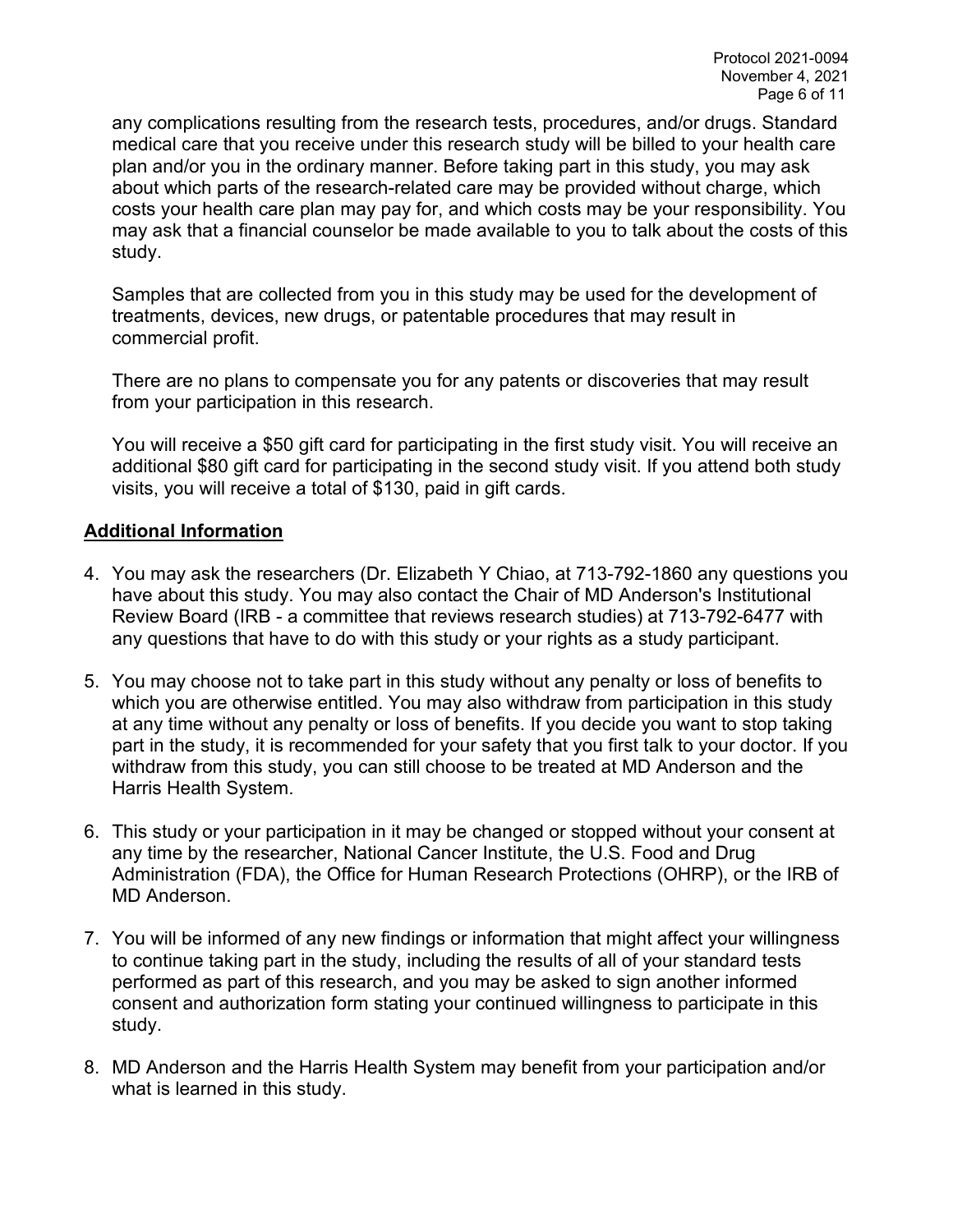any complications resulting from the research tests, procedures, and/or drugs. Standard medical care that you receive under this research study will be billed to your health care plan and/or you in the ordinary manner. Before taking part in this study, you may ask about which parts of the research-related care may be provided without charge, which costs your health care plan may pay for, and which costs may be your responsibility. You may ask that a financial counselor be made available to you to talk about the costs of this study.

Samples that are collected from you in this study may be used for the development of treatments, devices, new drugs, or patentable procedures that may result in commercial profit.

There are no plans to compensate you for any patents or discoveries that may result from your participation in this research.

You will receive a $50 gift card for participating in the first study visit. You will receive an additional $80 gift card for participating in the second study visit. If you attend both study visits, you will receive a total of $130, paid in gift cards.

## Additional Information

4. You may ask the researchers (Dr. Elizabeth Y Chiao, at 713-792-1860 any questions you have about this study. You may also contact the Chair of MD Anderson's Institutional Review Board (IRB - a committee that reviews research studies) at 713-792-6477 with any questions that have to do with this study or your rights as a study participant.

5. You may choose not to take part in this study without any penalty or loss of benefits to which you are otherwise entitled. You may also withdraw from participation in this study at any time without any penalty or loss of benefits. If you decide you want to stop taking part in the study, it is recommended for your safety that you first talk to your doctor. If you withdraw from this study, you can still choose to be treated at MD Anderson and the Harris Health System.

6. This study or your participation in it may be changed or stopped without your consent at any time by the researcher, National Cancer Institute, the U.S. Food and Drug Administration (FDA), the Office for Human Research Protections (OHRP), or the IRB of MD Anderson.

7. You will be informed of any new findings or information that might affect your willingness to continue taking part in the study, including the results of all of your standard tests performed as part of this research, and you may be asked to sign another informed consent and authorization form stating your continued willingness to participate in this study.

8. MD Anderson and the Harris Health System may benefit from your participation and/or what is learned in this study.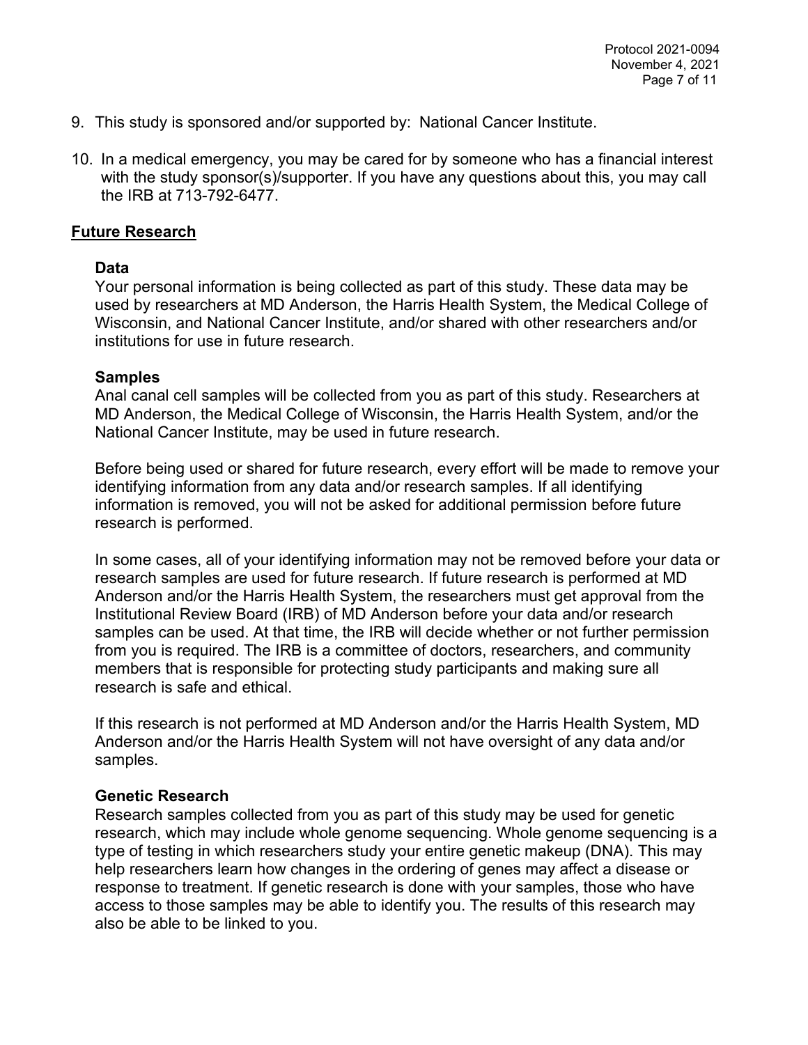9. This study is sponsored and/or supported by: National Cancer Institute.

10. In a medical emergency, you may be cared for by someone who has a financial interest with the study sponsor(s)/supporter. If you have any questions about this, you may call the IRB at 713-792-6477.

## Future Research

### Data

Your personal information is being collected as part of this study. These data may be used by researchers at MD Anderson, the Harris Health System, the Medical College of Wisconsin, and National Cancer Institute, and/or shared with other researchers and/or institutions for use in future research.

### Samples

Anal canal cell samples will be collected from you as part of this study. Researchers at MD Anderson, the Medical College of Wisconsin, the Harris Health System, and/or the National Cancer Institute, may be used in future research.

Before being used or shared for future research, every effort will be made to remove your identifying information from any data and/or research samples. If all identifying information is removed, you will not be asked for additional permission before future research is performed.

In some cases, all of your identifying information may not be removed before your data or research samples are used for future research. If future research is performed at MD Anderson and/or the Harris Health System, the researchers must get approval from the Institutional Review Board (IRB) of MD Anderson before your data and/or research samples can be used. At that time, the IRB will decide whether or not further permission from you is required. The IRB is a committee of doctors, researchers, and community members that is responsible for protecting study participants and making sure all research is safe and ethical.

If this research is not performed at MD Anderson and/or the Harris Health System, MD Anderson and/or the Harris Health System will not have oversight of any data and/or samples.

### Genetic Research

Research samples collected from you as part of this study may be used for genetic research, which may include whole genome sequencing. Whole genome sequencing is a type of testing in which researchers study your entire genetic makeup (DNA). This may help researchers learn how changes in the ordering of genes may affect a disease or response to treatment. If genetic research is done with your samples, those who have access to those samples may be able to identify you. The results of this research may also be able to be linked to you.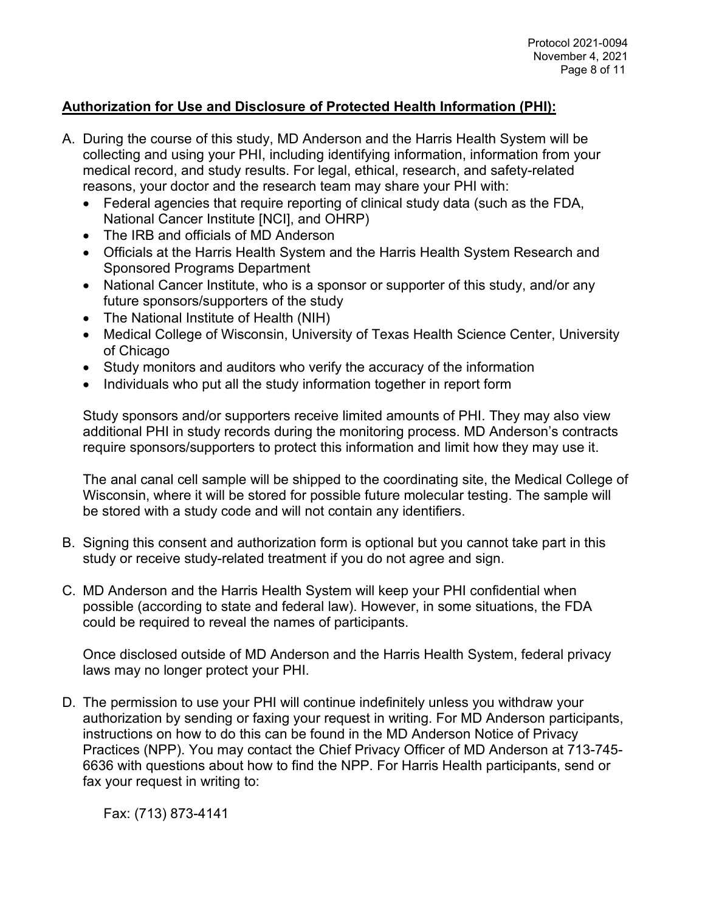## **Authorization for Use and Disclosure of Protected Health Information (PHI):**

A. During the course of this study, MD Anderson and the Harris Health System will be collecting and using your PHI, including identifying information, information from your medical record, and study results. For legal, ethical, research, and safety-related reasons, your doctor and the research team may share your PHI with:
   - Federal agencies that require reporting of clinical study data (such as the FDA, National Cancer Institute [NCI], and OHRP)
   - The IRB and officials of MD Anderson
   - Officials at the Harris Health System and the Harris Health System Research and Sponsored Programs Department
   - National Cancer Institute, who is a sponsor or supporter of this study, and/or any future sponsors/supporters of the study
   - The National Institute of Health (NIH)
   - Medical College of Wisconsin, University of Texas Health Science Center, University of Chicago
   - Study monitors and auditors who verify the accuracy of the information
   - Individuals who put all the study information together in report form

   Study sponsors and/or supporters receive limited amounts of PHI. They may also view additional PHI in study records during the monitoring process. MD Anderson's contracts require sponsors/supporters to protect this information and limit how they may use it.

   The anal canal cell sample will be shipped to the coordinating site, the Medical College of Wisconsin, where it will be stored for possible future molecular testing. The sample will be stored with a study code and will not contain any identifiers.

B. Signing this consent and authorization form is optional but you cannot take part in this study or receive study-related treatment if you do not agree and sign.

C. MD Anderson and the Harris Health System will keep your PHI confidential when possible (according to state and federal law). However, in some situations, the FDA could be required to reveal the names of participants.

   Once disclosed outside of MD Anderson and the Harris Health System, federal privacy laws may no longer protect your PHI.

D. The permission to use your PHI will continue indefinitely unless you withdraw your authorization by sending or faxing your request in writing. For MD Anderson participants, instructions on how to do this can be found in the MD Anderson Notice of Privacy Practices (NPP). You may contact the Chief Privacy Officer of MD Anderson at 713-745-6636 with questions about how to find the NPP. For Harris Health participants, send or fax your request in writing to:

   Fax: (713) 873-4141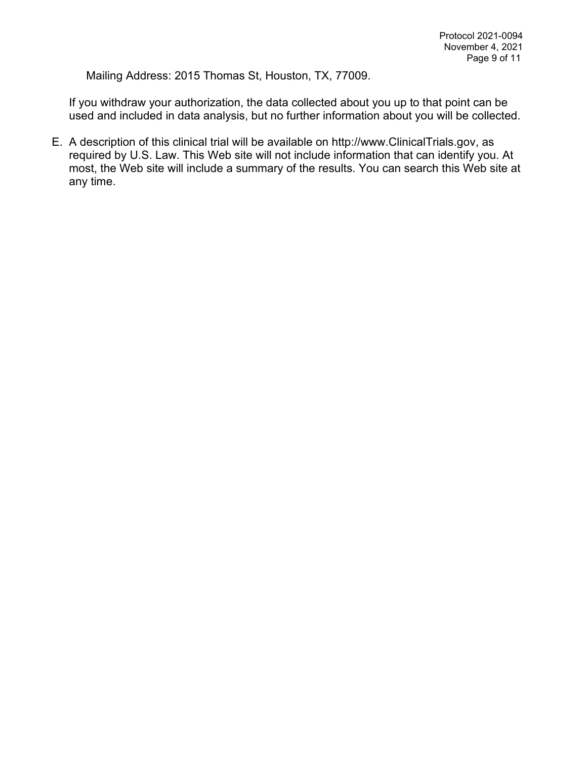Mailing Address: 2015 Thomas St, Houston, TX, 77009.

If you withdraw your authorization, the data collected about you up to that point can be used and included in data analysis, but no further information about you will be collected.

E. A description of this clinical trial will be available on http://www.ClinicalTrials.gov, as required by U.S. Law. This Web site will not include information that can identify you. At most, the Web site will include a summary of the results. You can search this Web site at any time.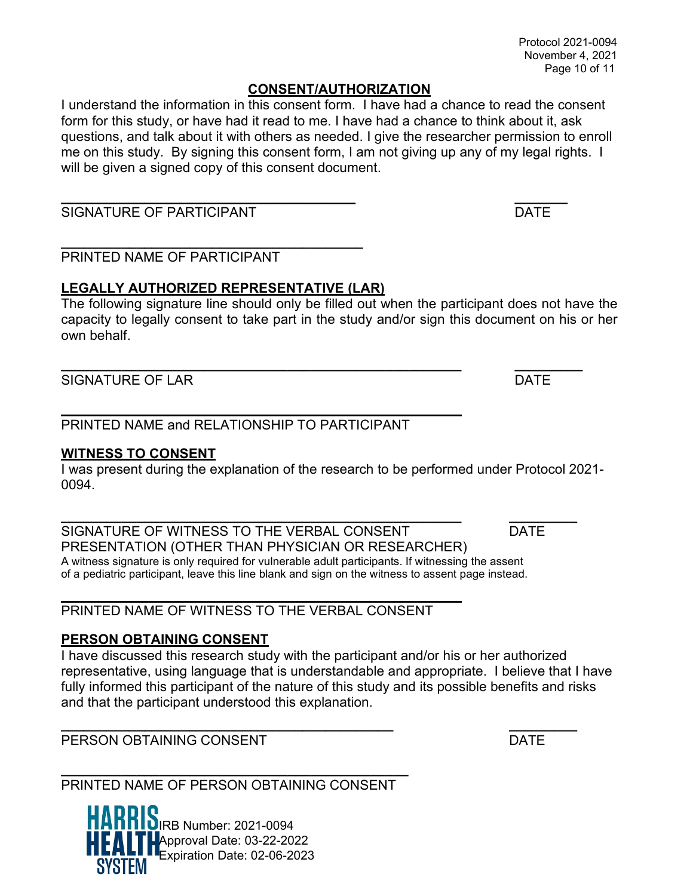## CONSENT/AUTHORIZATION

I understand the information in this consent form. I have had a chance to read the consent form for this study, or have had it read to me. I have had a chance to think about it, ask questions, and talk about it with others as needed. I give the researcher permission to enroll me on this study. By signing this consent form, I am not giving up any of my legal rights. I will be given a signed copy of this consent document.

\_\_\_\_\_\_\_\_\_\_\_\_\_\_\_\_\_\_\_\_\_\_\_\_\_\_\_\_\_\_\_\_\_\_\_\_\_\_ \_\_\_\_\_\_\_
SIGNATURE OF PARTICIPANT DATE

\_\_\_\_\_\_\_\_\_\_\_\_\_\_\_\_\_\_\_\_\_\_\_\_\_\_\_\_\_\_\_\_\_\_\_\_\_\_
PRINTED NAME OF PARTICIPANT

**LEGALLY AUTHORIZED REPRESENTATIVE (LAR)**

The following signature line should only be filled out when the participant does not have the capacity to legally consent to take part in the study and/or sign this document on his or her own behalf.

\_\_\_\_\_\_\_\_\_\_\_\_\_\_\_\_\_\_\_\_\_\_\_\_\_\_\_\_\_\_\_\_\_\_\_\_\_\_\_\_\_\_\_\_\_\_\_\_\_\_ \_\_\_\_\_\_\_\_\_
SIGNATURE OF LAR DATE

\_\_\_\_\_\_\_\_\_\_\_\_\_\_\_\_\_\_\_\_\_\_\_\_\_\_\_\_\_\_\_\_\_\_\_\_\_\_\_\_\_\_\_\_\_\_\_\_\_\_
PRINTED NAME and RELATIONSHIP TO PARTICIPANT

**WITNESS TO CONSENT**

I was present during the explanation of the research to be performed under Protocol 2021-0094.

\_\_\_\_\_\_\_\_\_\_\_\_\_\_\_\_\_\_\_\_\_\_\_\_\_\_\_\_\_\_\_\_\_\_\_\_\_\_\_\_\_\_\_\_\_\_\_\_\_\_ \_\_\_\_\_\_\_\_\_
SIGNATURE OF WITNESS TO THE VERBAL CONSENT PRESENTATION (OTHER THAN PHYSICIAN OR RESEARCHER) DATE

A witness signature is only required for vulnerable adult participants. If witnessing the assent of a pediatric participant, leave this line blank and sign on the witness to assent page instead.

\_\_\_\_\_\_\_\_\_\_\_\_\_\_\_\_\_\_\_\_\_\_\_\_\_\_\_\_\_\_\_\_\_\_\_\_\_\_\_\_\_\_\_\_\_\_\_\_\_\_
PRINTED NAME OF WITNESS TO THE VERBAL CONSENT

**PERSON OBTAINING CONSENT**

I have discussed this research study with the participant and/or his or her authorized representative, using language that is understandable and appropriate. I believe that I have fully informed this participant of the nature of this study and its possible benefits and risks and that the participant understood this explanation.

\_\_\_\_\_\_\_\_\_\_\_\_\_\_\_\_\_\_\_\_\_\_\_\_\_\_\_\_\_\_\_\_\_\_\_\_\_\_\_\_\_\_ \_\_\_\_\_\_\_\_\_
PERSON OBTAINING CONSENT DATE

\_\_\_\_\_\_\_\_\_\_\_\_\_\_\_\_\_\_\_\_\_\_\_\_\_\_\_\_\_\_\_\_\_\_\_\_\_\_\_\_\_\_\_\_
PRINTED NAME OF PERSON OBTAINING CONSENT

HARRIS HEALTH SYSTEM

IRB Number: 2021-0094
Approval Date: 03-22-2022
Expiration Date: 02-06-2023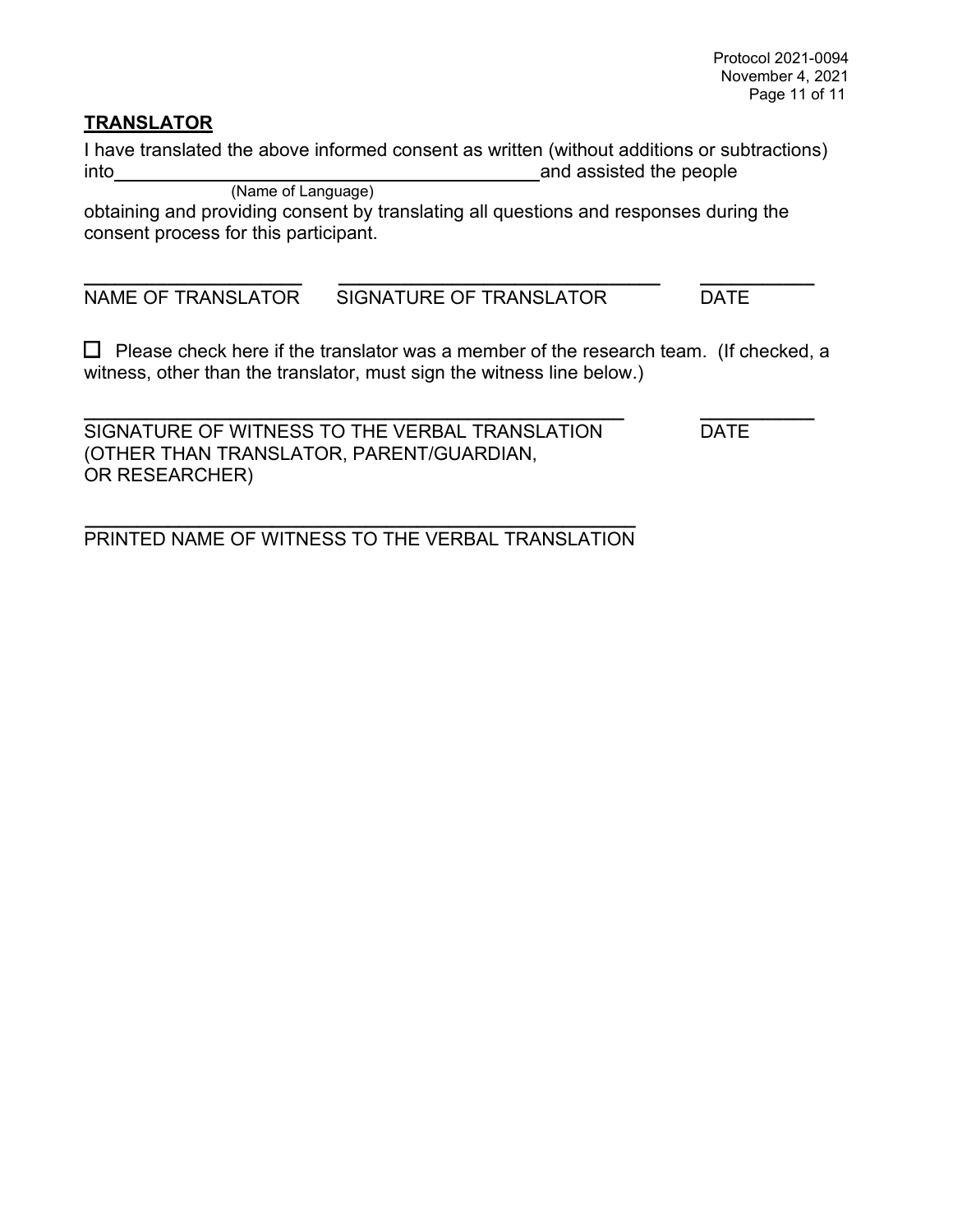## **TRANSLATOR**

I have translated the above informed consent as written (without additions or subtractions) into\_\_\_\_\_\_\_\_\_\_\_\_\_\_\_\_\_\_\_\_\_\_\_\_\_\_\_\_\_\_\_\_\_\_\_\_\_\_\_\_and assisted the people
(Name of Language)
obtaining and providing consent by translating all questions and responses during the consent process for this participant.

\_\_\_\_\_\_\_\_\_\_\_\_\_\_\_\_\_\_\_\_\_\_ \_\_\_\_\_\_\_\_\_\_\_\_\_\_\_\_\_\_\_\_\_\_\_\_\_\_\_\_\_\_\_\_\_ \_\_\_\_\_\_\_\_\_\_\_
NAME OF TRANSLATOR SIGNATURE OF TRANSLATOR DATE

☐ Please check here if the translator was a member of the research team. (If checked, a witness, other than the translator, must sign the witness line below.)

\_\_\_\_\_\_\_\_\_\_\_\_\_\_\_\_\_\_\_\_\_\_\_\_\_\_\_\_\_\_\_\_\_\_\_\_\_\_\_\_\_\_\_\_\_\_\_\_\_\_\_\_\_\_ \_\_\_\_\_\_\_\_\_\_\_
SIGNATURE OF WITNESS TO THE VERBAL TRANSLATION DATE
(OTHER THAN TRANSLATOR, PARENT/GUARDIAN, OR RESEARCHER)

\_\_\_\_\_\_\_\_\_\_\_\_\_\_\_\_\_\_\_\_\_\_\_\_\_\_\_\_\_\_\_\_\_\_\_\_\_\_\_\_\_\_\_\_\_\_\_\_\_\_\_\_\_\_
PRINTED NAME OF WITNESS TO THE VERBAL TRANSLATION